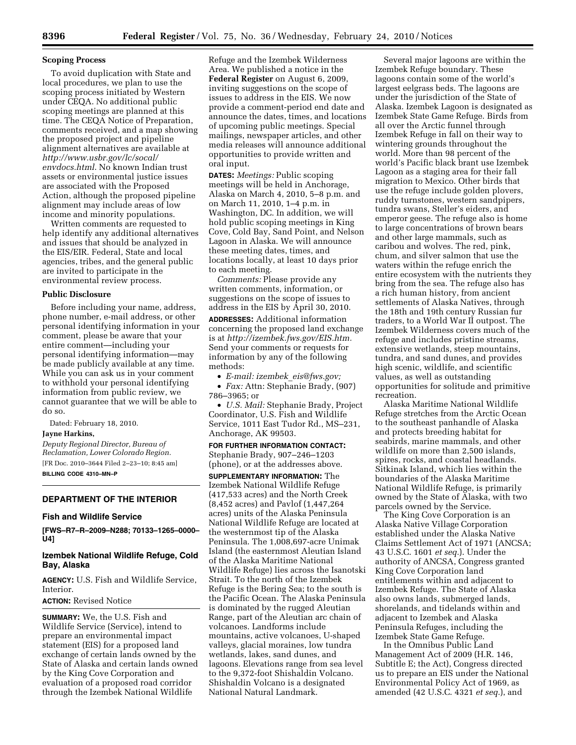### Scoping Process

To avoid duplication with State and local procedures, we plan to use the scoping process initiated by Western under CEQA. No additional public scoping meetings are planned at this time. The CEQA Notice of Preparation, comments received, and a map showing the proposed project and pipeline alignment alternatives are available at *http://www.usbr.gov/lc/socal/envdocs.html*. No known Indian trust assets or environmental justice issues are associated with the Proposed Action, although the proposed pipeline alignment may include areas of low income and minority populations.

Written comments are requested to help identify any additional alternatives and issues that should be analyzed in the EIS/EIR. Federal, State and local agencies, tribes, and the general public are invited to participate in the environmental review process.

### Public Disclosure

Before including your name, address, phone number, e-mail address, or other personal identifying information in your comment, please be aware that your entire comment—including your personal identifying information—may be made publicly available at any time. While you can ask us in your comment to withhold your personal identifying information from public review, we cannot guarantee that we will be able to do so.

Dated: February 18, 2010.

**Jayne Harkins,**

*Deputy Regional Director, Bureau of Reclamation, Lower Colorado Region.*

[FR Doc. 2010–3644 Filed 2–23–10; 8:45 am]

**BILLING CODE 4310–MN–P**

## DEPARTMENT OF THE INTERIOR

### Fish and Wildlife Service

**[FWS–R7–R–2009–N288; 70133–1265–0000–U4]**

### Izembek National Wildlife Refuge, Cold Bay, Alaska

**AGENCY:** U.S. Fish and Wildlife Service, Interior.

**ACTION:** Revised Notice

**SUMMARY:** We, the U.S. Fish and Wildlife Service (Service), intend to prepare an environmental impact statement (EIS) for a proposed land exchange of certain lands owned by the State of Alaska and certain lands owned by the King Cove Corporation and evaluation of a proposed road corridor through the Izembek National Wildlife Refuge and the Izembek Wilderness Area. We published a notice in the **Federal Register** on August 6, 2009, inviting suggestions on the scope of issues to address in the EIS. We now provide a comment-period end date and announce the dates, times, and locations of upcoming public meetings. Special mailings, newspaper articles, and other media releases will announce additional opportunities to provide written and oral input.

**DATES:** *Meetings:* Public scoping meetings will be held in Anchorage, Alaska on March 4, 2010, 5–8 p.m. and on March 11, 2010, 1–4 p.m. in Washington, DC. In addition, we will hold public scoping meetings in King Cove, Cold Bay, Sand Point, and Nelson Lagoon in Alaska. We will announce these meeting dates, times, and locations locally, at least 10 days prior to each meeting.

*Comments:* Please provide any written comments, information, or suggestions on the scope of issues to address in the EIS by April 30, 2010.

**ADDRESSES:** Additional information concerning the proposed land exchange is at *http://izembek.fws.gov/EIS.htm.* Send your comments or requests for information by any of the following methods:

- *E-mail: izembek_eis@fws.gov;*
- *Fax:* Attn: Stephanie Brady, (907) 786–3965; or
- *U.S. Mail:* Stephanie Brady, Project Coordinator, U.S. Fish and Wildlife Service, 1011 East Tudor Rd., MS–231, Anchorage, AK 99503.

**FOR FURTHER INFORMATION CONTACT:** Stephanie Brady, 907–246–1203 (phone), or at the addresses above.

**SUPPLEMENTARY INFORMATION:** The Izembek National Wildlife Refuge (417,533 acres) and the North Creek (8,452 acres) and Pavlof (1,447,264 acres) units of the Alaska Peninsula National Wildlife Refuge are located at the westernmost tip of the Alaska Peninsula. The 1,008,697-acre Unimak Island (the easternmost Aleutian Island of the Alaska Maritime National Wildlife Refuge) lies across the Isanotski Strait. To the north of the Izembek Refuge is the Bering Sea; to the south is the Pacific Ocean. The Alaska Peninsula is dominated by the rugged Aleutian Range, part of the Aleutian arc chain of volcanoes. Landforms include mountains, active volcanoes, U-shaped valleys, glacial moraines, low tundra wetlands, lakes, sand dunes, and lagoons. Elevations range from sea level to the 9,372-foot Shishaldin Volcano. Shishaldin Volcano is a designated National Natural Landmark.

Several major lagoons are within the Izembek Refuge boundary. These lagoons contain some of the world's largest eelgrass beds. The lagoons are under the jurisdiction of the State of Alaska. Izembek Lagoon is designated as Izembek State Game Refuge. Birds from all over the Arctic funnel through Izembek Refuge in fall on their way to wintering grounds throughout the world. More than 98 percent of the world's Pacific black brant use Izembek Lagoon as a staging area for their fall migration to Mexico. Other birds that use the refuge include golden plovers, ruddy turnstones, western sandpipers, tundra swans, Steller's eiders, and emperor geese. The refuge also is home to large concentrations of brown bears and other large mammals, such as caribou and wolves. The red, pink, chum, and silver salmon that use the waters within the refuge enrich the entire ecosystem with the nutrients they bring from the sea. The refuge also has a rich human history, from ancient settlements of Alaska Natives, through the 18th and 19th century Russian fur traders, to a World War II outpost. The Izembek Wilderness covers much of the refuge and includes pristine streams, extensive wetlands, steep mountains, tundra, and sand dunes, and provides high scenic, wildlife, and scientific values, as well as outstanding opportunities for solitude and primitive recreation.

Alaska Maritime National Wildlife Refuge stretches from the Arctic Ocean to the southeast panhandle of Alaska and protects breeding habitat for seabirds, marine mammals, and other wildlife on more than 2,500 islands, spires, rocks, and coastal headlands. Sitkinak Island, which lies within the boundaries of the Alaska Maritime National Wildlife Refuge, is primarily owned by the State of Alaska, with two parcels owned by the Service.

The King Cove Corporation is an Alaska Native Village Corporation established under the Alaska Native Claims Settlement Act of 1971 (ANCSA; 43 U.S.C. 1601 *et seq.*). Under the authority of ANCSA, Congress granted King Cove Corporation land entitlements within and adjacent to Izembek Refuge. The State of Alaska also owns lands, submerged lands, shorelands, and tidelands within and adjacent to Izembek and Alaska Peninsula Refuges, including the Izembek State Game Refuge.

In the Omnibus Public Land Management Act of 2009 (H.R. 146, Subtitle E; the Act), Congress directed us to prepare an EIS under the National Environmental Policy Act of 1969, as amended (42 U.S.C. 4321 *et seq.*), and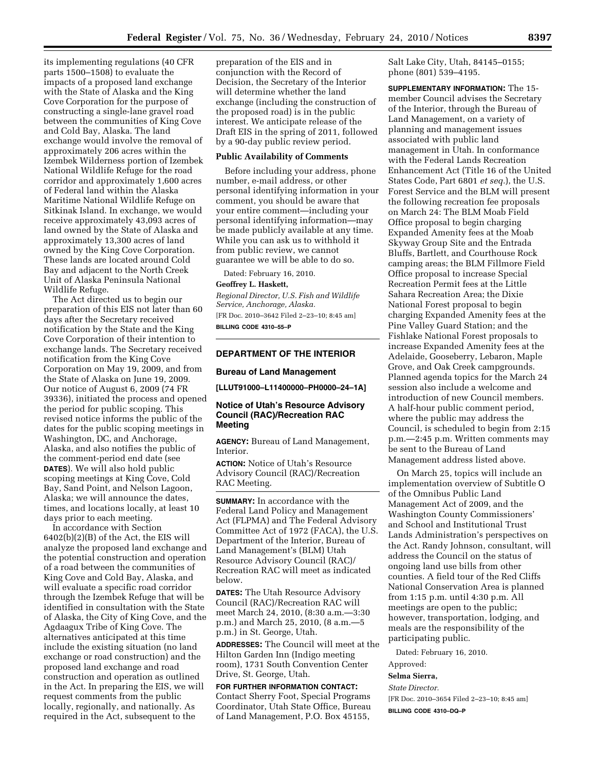its implementing regulations (40 CFR parts 1500–1508) to evaluate the impacts of a proposed land exchange with the State of Alaska and the King Cove Corporation for the purpose of constructing a single-lane gravel road between the communities of King Cove and Cold Bay, Alaska. The land exchange would involve the removal of approximately 206 acres within the Izembek Wilderness portion of Izembek National Wildlife Refuge for the road corridor and approximately 1,600 acres of Federal land within the Alaska Maritime National Wildlife Refuge on Sitkinak Island. In exchange, we would receive approximately 43,093 acres of land owned by the State of Alaska and approximately 13,300 acres of land owned by the King Cove Corporation. These lands are located around Cold Bay and adjacent to the North Creek Unit of Alaska Peninsula National Wildlife Refuge.

The Act directed us to begin our preparation of this EIS not later than 60 days after the Secretary received notification by the State and the King Cove Corporation of their intention to exchange lands. The Secretary received notification from the King Cove Corporation on May 19, 2009, and from the State of Alaska on June 19, 2009. Our notice of August 6, 2009 (74 FR 39336), initiated the process and opened the period for public scoping. This revised notice informs the public of the dates for the public scoping meetings in Washington, DC, and Anchorage, Alaska, and also notifies the public of the comment-period end date (see **DATES**). We will also hold public scoping meetings at King Cove, Cold Bay, Sand Point, and Nelson Lagoon, Alaska; we will announce the dates, times, and locations locally, at least 10 days prior to each meeting.

In accordance with Section 6402(b)(2)(B) of the Act, the EIS will analyze the proposed land exchange and the potential construction and operation of a road between the communities of King Cove and Cold Bay, Alaska, and will evaluate a specific road corridor through the Izembek Refuge that will be identified in consultation with the State of Alaska, the City of King Cove, and the Agdaagux Tribe of King Cove. The alternatives anticipated at this time include the existing situation (no land exchange or road construction) and the proposed land exchange and road construction and operation as outlined in the Act. In preparing the EIS, we will request comments from the public locally, regionally, and nationally. As required in the Act, subsequent to the preparation of the EIS and in conjunction with the Record of Decision, the Secretary of the Interior will determine whether the land exchange (including the construction of the proposed road) is in the public interest. We anticipate release of the Draft EIS in the spring of 2011, followed by a 90-day public review period.

### Public Availability of Comments

Before including your address, phone number, e-mail address, or other personal identifying information in your comment, you should be aware that your entire comment—including your personal identifying information—may be made publicly available at any time. While you can ask us to withhold it from public review, we cannot guarantee we will be able to do so.

Dated: February 16, 2010.

**Geoffrey L. Haskett,**

*Regional Director, U.S. Fish and Wildlife Service, Anchorage, Alaska.*

[FR Doc. 2010–3642 Filed 2–23–10; 8:45 am]

**BILLING CODE 4310–55–P**

## DEPARTMENT OF THE INTERIOR

### Bureau of Land Management

**[LLUT91000–L11400000–PH0000–24–1A]**

### Notice of Utah's Resource Advisory Council (RAC)/Recreation RAC Meeting

**AGENCY:** Bureau of Land Management, Interior.

**ACTION:** Notice of Utah's Resource Advisory Council (RAC)/Recreation RAC Meeting.

**SUMMARY:** In accordance with the Federal Land Policy and Management Act (FLPMA) and The Federal Advisory Committee Act of 1972 (FACA), the U.S. Department of the Interior, Bureau of Land Management's (BLM) Utah Resource Advisory Council (RAC)/ Recreation RAC will meet as indicated below.

**DATES:** The Utah Resource Advisory Council (RAC)/Recreation RAC will meet March 24, 2010, (8:30 a.m.—3:30 p.m.) and March 25, 2010, (8 a.m.—5 p.m.) in St. George, Utah.

**ADDRESSES:** The Council will meet at the Hilton Garden Inn (Indigo meeting room), 1731 South Convention Center Drive, St. George, Utah.

**FOR FURTHER INFORMATION CONTACT:** Contact Sherry Foot, Special Programs Coordinator, Utah State Office, Bureau of Land Management, P.O. Box 45155, Salt Lake City, Utah, 84145–0155; phone (801) 539–4195.

**SUPPLEMENTARY INFORMATION:** The 15-member Council advises the Secretary of the Interior, through the Bureau of Land Management, on a variety of planning and management issues associated with public land management in Utah. In conformance with the Federal Lands Recreation Enhancement Act (Title 16 of the United States Code, Part 6801 *et seq.*), the U.S. Forest Service and the BLM will present the following recreation fee proposals on March 24: The BLM Moab Field Office proposal to begin charging Expanded Amenity fees at the Moab Skyway Group Site and the Entrada Bluffs, Bartlett, and Courthouse Rock camping areas; the BLM Fillmore Field Office proposal to increase Special Recreation Permit fees at the Little Sahara Recreation Area; the Dixie National Forest proposal to begin charging Expanded Amenity fees at the Pine Valley Guard Station; and the Fishlake National Forest proposals to increase Expanded Amenity fees at the Adelaide, Gooseberry, Lebaron, Maple Grove, and Oak Creek campgrounds. Planned agenda topics for the March 24 session also include a welcome and introduction of new Council members. A half-hour public comment period, where the public may address the Council, is scheduled to begin from 2:15 p.m.—2:45 p.m. Written comments may be sent to the Bureau of Land Management address listed above.

On March 25, topics will include an implementation overview of Subtitle O of the Omnibus Public Land Management Act of 2009, and the Washington County Commissioners' and School and Institutional Trust Lands Administration's perspectives on the Act. Randy Johnson, consultant, will address the Council on the status of ongoing land use bills from other counties. A field tour of the Red Cliffs National Conservation Area is planned from 1:15 p.m. until 4:30 p.m. All meetings are open to the public; however, transportation, lodging, and meals are the responsibility of the participating public.

Dated: February 16, 2010.

Approved:

**Selma Sierra,**

*State Director.*

[FR Doc. 2010–3654 Filed 2–23–10; 8:45 am]

**BILLING CODE 4310–DQ–P**